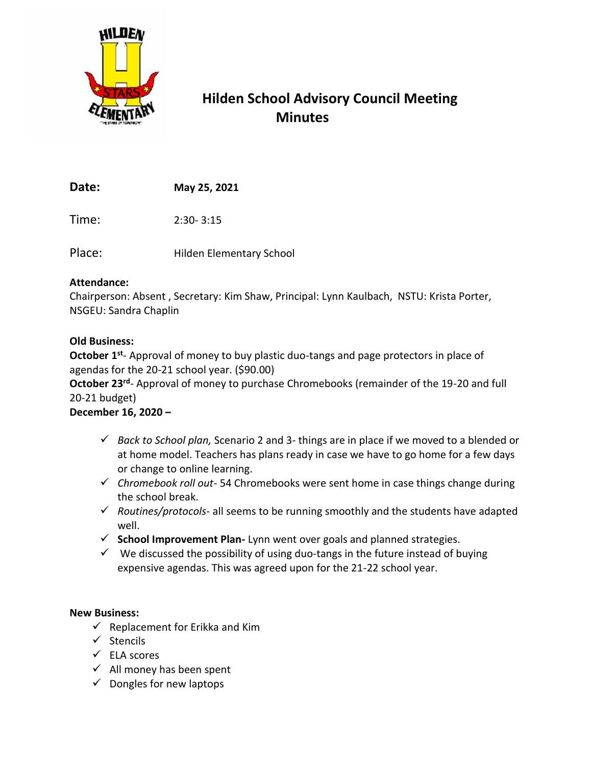# Hilden School Advisory Council Meeting Minutes

**Date:** **May 25, 2021**

Time: 2:30- 3:15

Place: Hilden Elementary School

**Attendance:**
Chairperson: Absent , Secretary: Kim Shaw, Principal: Lynn Kaulbach, NSTU: Krista Porter, NSGEU: Sandra Chaplin

**Old Business:**
**October 1st**- Approval of money to buy plastic duo-tangs and page protectors in place of agendas for the 20-21 school year. ($90.00)
**October 23rd**- Approval of money to purchase Chromebooks (remainder of the 19-20 and full 20-21 budget)
**December 16, 2020 –**

- ✓ *Back to School plan,* Scenario 2 and 3- things are in place if we moved to a blended or at home model. Teachers has plans ready in case we have to go home for a few days or change to online learning.
- ✓ *Chromebook roll out*- 54 Chromebooks were sent home in case things change during the school break.
- ✓ *Routines/protocols*- all seems to be running smoothly and the students have adapted well.
- ✓ **School Improvement Plan-** Lynn went over goals and planned strategies.
- ✓ We discussed the possibility of using duo-tangs in the future instead of buying expensive agendas. This was agreed upon for the 21-22 school year.

**New Business:**

- ✓ Replacement for Erikka and Kim
- ✓ Stencils
- ✓ ELA scores
- ✓ All money has been spent
- ✓ Dongles for new laptops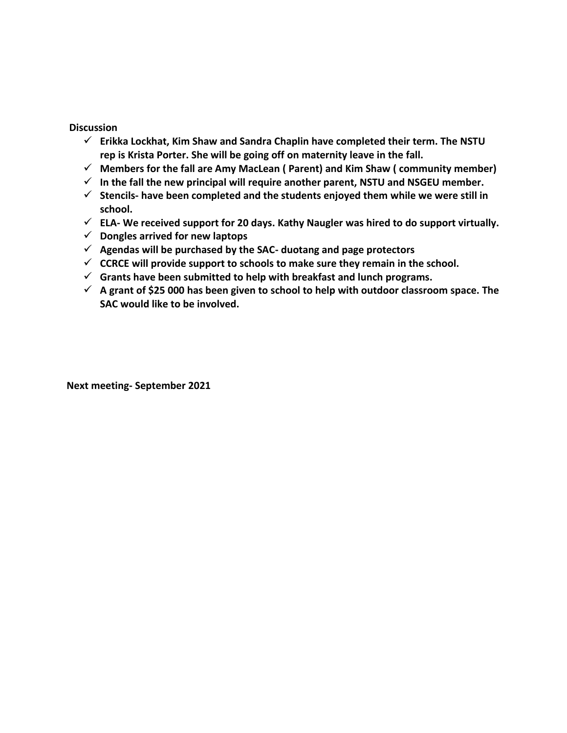**Discussion**

- ✓ **Erikka Lockhat, Kim Shaw and Sandra Chaplin have completed their term. The NSTU rep is Krista Porter. She will be going off on maternity leave in the fall.**
- ✓ **Members for the fall are Amy MacLean ( Parent) and Kim Shaw ( community member)**
- ✓ **In the fall the new principal will require another parent, NSTU and NSGEU member.**
- ✓ **Stencils- have been completed and the students enjoyed them while we were still in school.**
- ✓ **ELA- We received support for 20 days. Kathy Naugler was hired to do support virtually.**
- ✓ **Dongles arrived for new laptops**
- ✓ **Agendas will be purchased by the SAC- duotang and page protectors**
- ✓ **CCRCE will provide support to schools to make sure they remain in the school.**
- ✓ **Grants have been submitted to help with breakfast and lunch programs.**
- ✓ **A grant of $25 000 has been given to school to help with outdoor classroom space. The SAC would like to be involved.**

**Next meeting- September 2021**